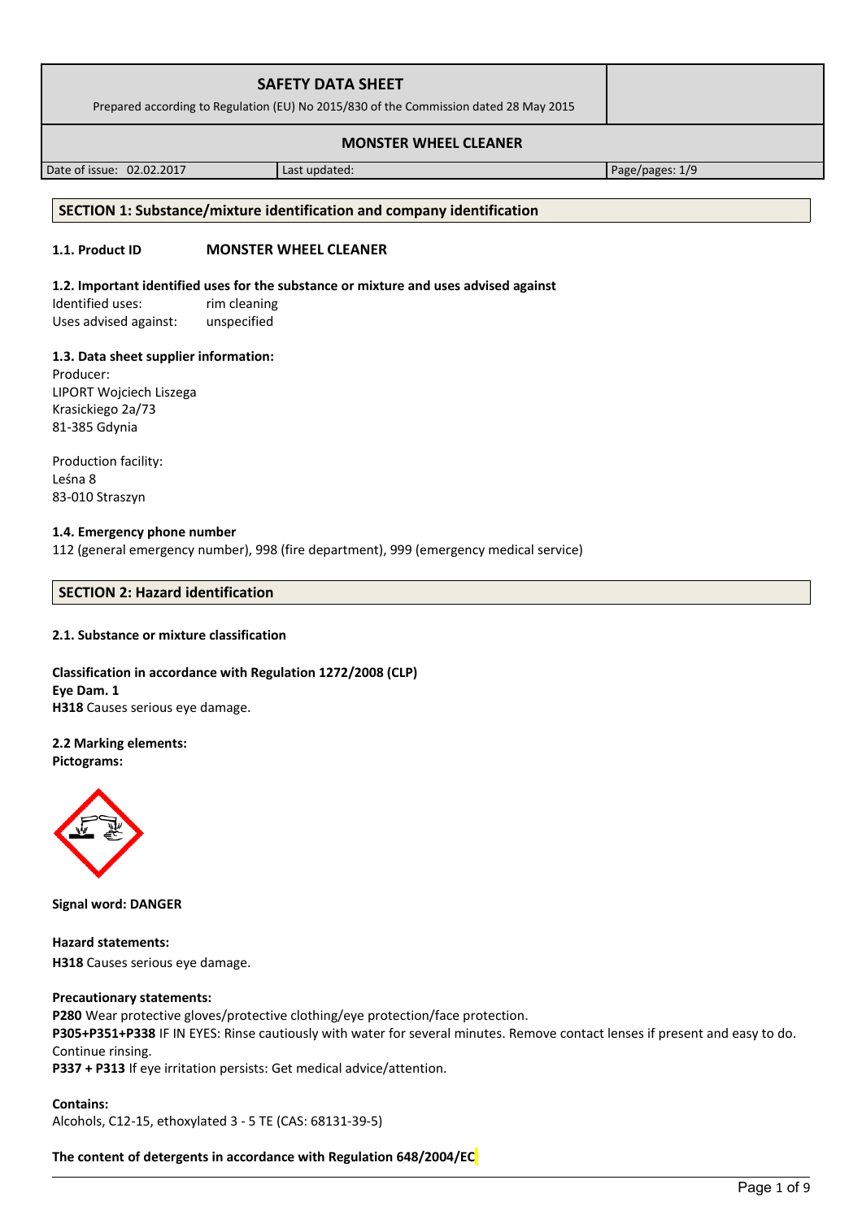# SAFETY DATA SHEET

Prepared according to Regulation (EU) No 2015/830 of the Commission dated 28 May 2015

**MONSTER WHEEL CLEANER**

| Date of issue: 02.02.2017 | Last updated: | Page/pages: 1/9 |
|---|---|---|

## SECTION 1: Substance/mixture identification and company identification

**1.1. Product ID** **MONSTER WHEEL CLEANER**

**1.2. Important identified uses for the substance or mixture and uses advised against**

Identified uses: rim cleaning
Uses advised against: unspecified

**1.3. Data sheet supplier information:**

Producer:
LIPORT Wojciech Liszega
Krasickiego 2a/73
81-385 Gdynia

Production facility:
Leśna 8
83-010 Straszyn

**1.4. Emergency phone number**

112 (general emergency number), 998 (fire department), 999 (emergency medical service)

## SECTION 2: Hazard identification

**2.1. Substance or mixture classification**

**Classification in accordance with Regulation 1272/2008 (CLP)**
**Eye Dam. 1**
**H318** Causes serious eye damage.

**2.2 Marking elements:**
**Pictograms:**

**Signal word: DANGER**

**Hazard statements:**
**H318** Causes serious eye damage.

**Precautionary statements:**
**P280** Wear protective gloves/protective clothing/eye protection/face protection.
**P305+P351+P338** IF IN EYES: Rinse cautiously with water for several minutes. Remove contact lenses if present and easy to do. Continue rinsing.
**P337 + P313** If eye irritation persists: Get medical advice/attention.

**Contains:**
Alcohols, C12-15, ethoxylated 3 - 5 TE (CAS: 68131-39-5)

**The content of detergents in accordance with Regulation 648/2004/EC**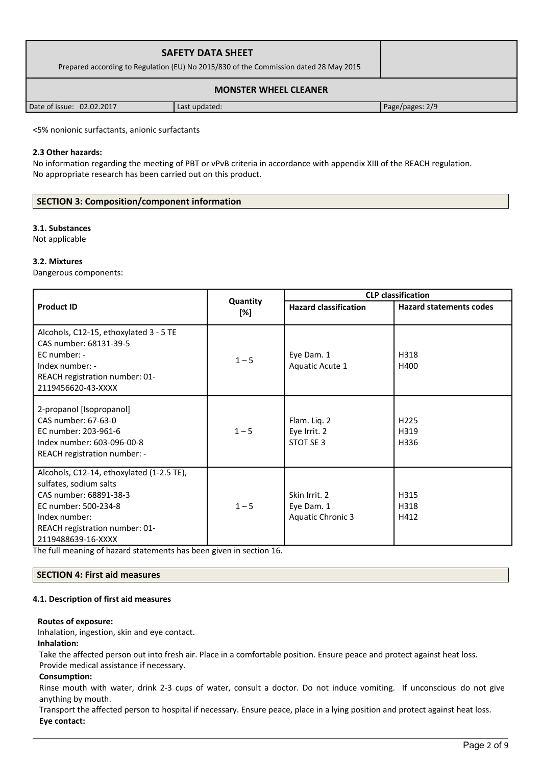<5% nonionic surfactants, anionic surfactants

**2.3 Other hazards:**

No information regarding the meeting of PBT or vPvB criteria in accordance with appendix XIII of the REACH regulation.
No appropriate research has been carried out on this product.

## SECTION 3: Composition/component information

**3.1. Substances**

Not applicable

**3.2. Mixtures**

Dangerous components:

| Product ID | Quantity [%] | CLP classification | |
|---|---|---|---|
| | | Hazard classification | Hazard statements codes |
| Alcohols, C12-15, ethoxylated 3 - 5 TE<br>CAS number: 68131-39-5<br>EC number: -<br>Index number: -<br>REACH registration number: 01-2119456620-43-XXXX | 1 – 5 | Eye Dam. 1<br>Aquatic Acute 1 | H318<br>H400 |
| 2-propanol [Isopropanol]<br>CAS number: 67-63-0<br>EC number: 203-961-6<br>Index number: 603-096-00-8<br>REACH registration number: - | 1 – 5 | Flam. Liq. 2<br>Eye Irrit. 2<br>STOT SE 3 | H225<br>H319<br>H336 |
| Alcohols, C12-14, ethoxylated (1-2.5 TE), sulfates, sodium salts<br>CAS number: 68891-38-3<br>EC number: 500-234-8<br>Index number:<br>REACH registration number: 01-2119488639-16-XXXX | 1 – 5 | Skin Irrit. 2<br>Eye Dam. 1<br>Aquatic Chronic 3 | H315<br>H318<br>H412 |

The full meaning of hazard statements has been given in section 16.

## SECTION 4: First aid measures

**4.1. Description of first aid measures**

**Routes of exposure:**

Inhalation, ingestion, skin and eye contact.

**Inhalation:**

Take the affected person out into fresh air. Place in a comfortable position. Ensure peace and protect against heat loss. Provide medical assistance if necessary.

**Consumption:**

Rinse mouth with water, drink 2-3 cups of water, consult a doctor. Do not induce vomiting. If unconscious do not give anything by mouth.

Transport the affected person to hospital if necessary. Ensure peace, place in a lying position and protect against heat loss.

**Eye contact:**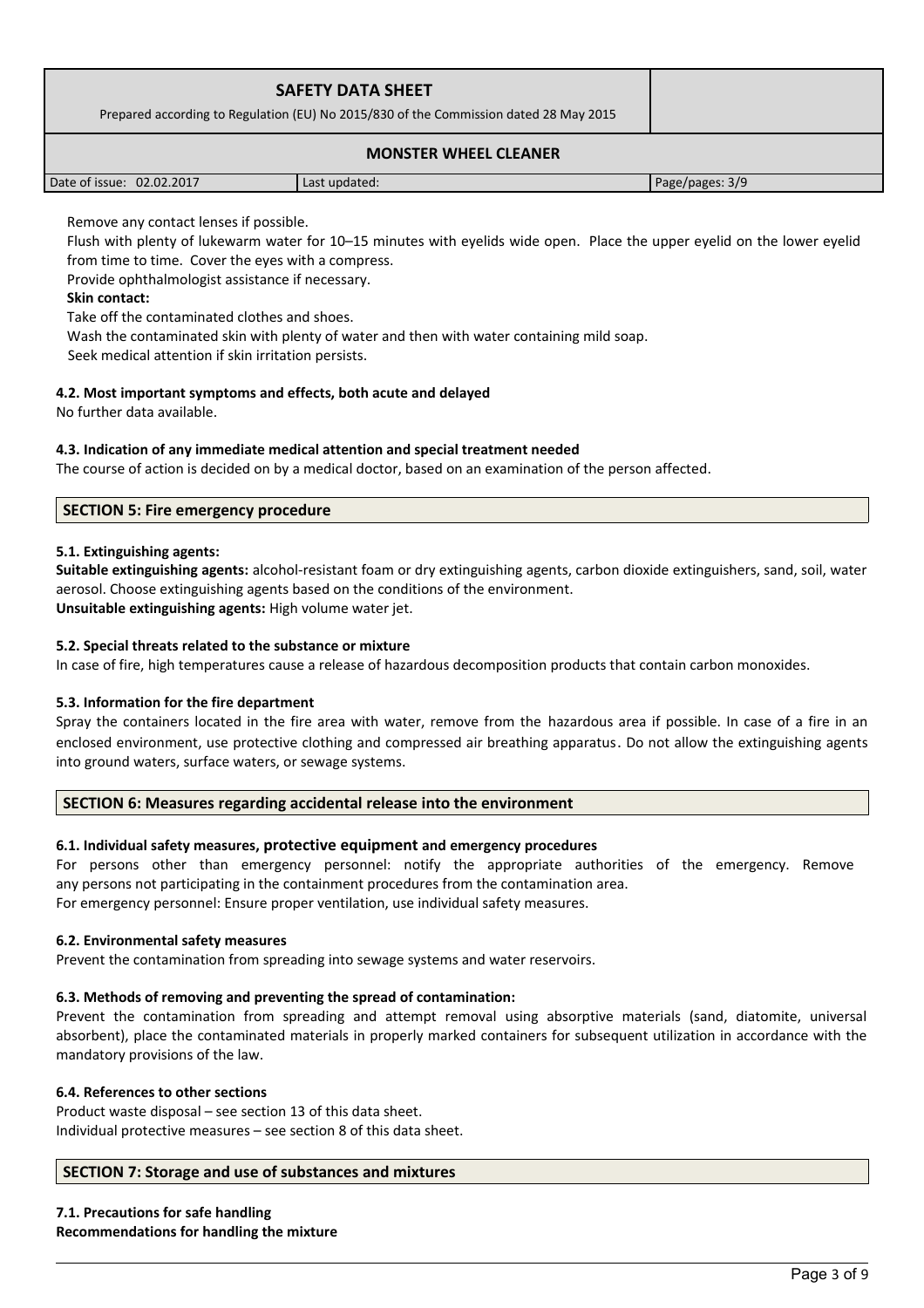Remove any contact lenses if possible.

Flush with plenty of lukewarm water for 10–15 minutes with eyelids wide open. Place the upper eyelid on the lower eyelid from time to time. Cover the eyes with a compress.

Provide ophthalmologist assistance if necessary.

**Skin contact:**

Take off the contaminated clothes and shoes.

Wash the contaminated skin with plenty of water and then with water containing mild soap.

Seek medical attention if skin irritation persists.

### 4.2. Most important symptoms and effects, both acute and delayed

No further data available.

### 4.3. Indication of any immediate medical attention and special treatment needed

The course of action is decided on by a medical doctor, based on an examination of the person affected.

## SECTION 5: Fire emergency procedure

### 5.1. Extinguishing agents:

**Suitable extinguishing agents:** alcohol-resistant foam or dry extinguishing agents, carbon dioxide extinguishers, sand, soil, water aerosol. Choose extinguishing agents based on the conditions of the environment.

**Unsuitable extinguishing agents:** High volume water jet.

### 5.2. Special threats related to the substance or mixture

In case of fire, high temperatures cause a release of hazardous decomposition products that contain carbon monoxides.

### 5.3. Information for the fire department

Spray the containers located in the fire area with water, remove from the hazardous area if possible. In case of a fire in an enclosed environment, use protective clothing and compressed air breathing apparatus. Do not allow the extinguishing agents into ground waters, surface waters, or sewage systems.

## SECTION 6: Measures regarding accidental release into the environment

### 6.1. Individual safety measures, protective equipment and emergency procedures

For persons other than emergency personnel: notify the appropriate authorities of the emergency. Remove any persons not participating in the containment procedures from the contamination area.

For emergency personnel: Ensure proper ventilation, use individual safety measures.

### 6.2. Environmental safety measures

Prevent the contamination from spreading into sewage systems and water reservoirs.

### 6.3. Methods of removing and preventing the spread of contamination:

Prevent the contamination from spreading and attempt removal using absorptive materials (sand, diatomite, universal absorbent), place the contaminated materials in properly marked containers for subsequent utilization in accordance with the mandatory provisions of the law.

### 6.4. References to other sections

Product waste disposal – see section 13 of this data sheet.

Individual protective measures – see section 8 of this data sheet.

## SECTION 7: Storage and use of substances and mixtures

### 7.1. Precautions for safe handling

**Recommendations for handling the mixture**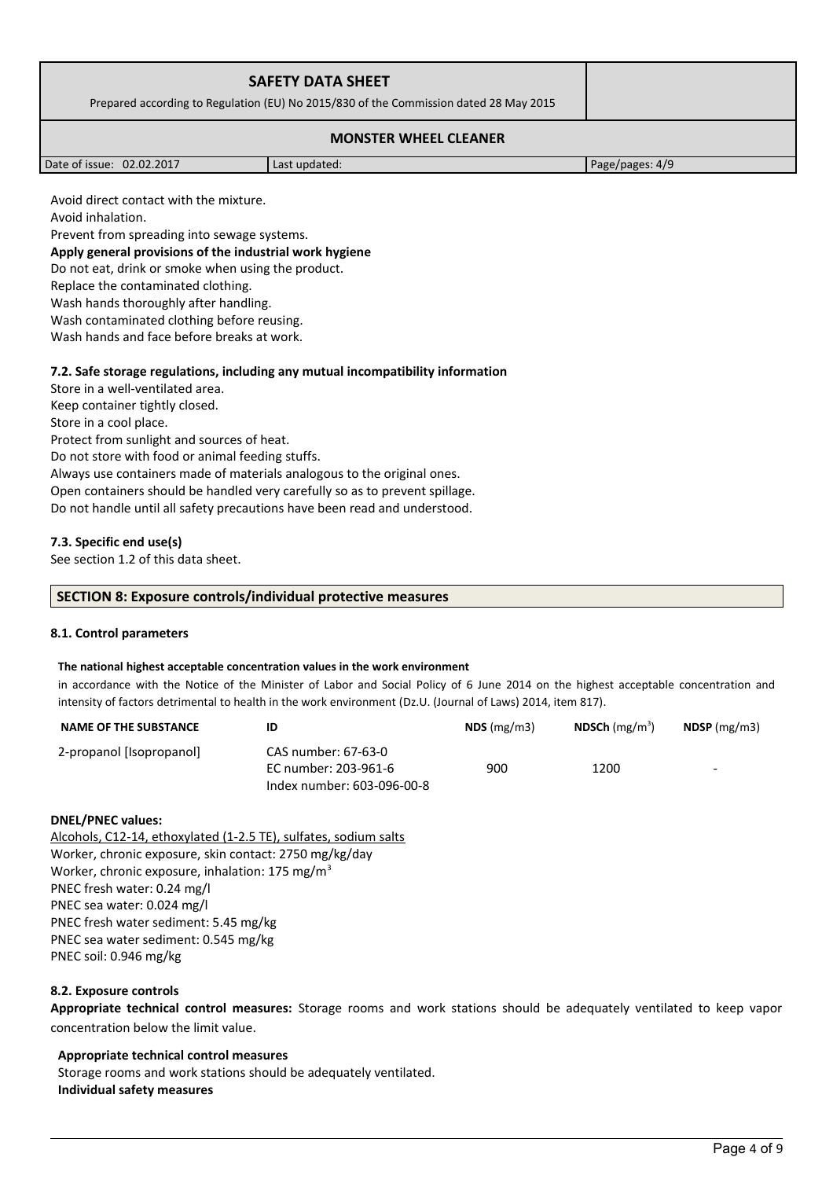Avoid direct contact with the mixture.
Avoid inhalation.
Prevent from spreading into sewage systems.

**Apply general provisions of the industrial work hygiene**

Do not eat, drink or smoke when using the product.
Replace the contaminated clothing.
Wash hands thoroughly after handling.
Wash contaminated clothing before reusing.
Wash hands and face before breaks at work.

### 7.2. Safe storage regulations, including any mutual incompatibility information

Store in a well-ventilated area.
Keep container tightly closed.
Store in a cool place.
Protect from sunlight and sources of heat.
Do not store with food or animal feeding stuffs.
Always use containers made of materials analogous to the original ones.
Open containers should be handled very carefully so as to prevent spillage.
Do not handle until all safety precautions have been read and understood.

### 7.3. Specific end use(s)

See section 1.2 of this data sheet.

## SECTION 8: Exposure controls/individual protective measures

### 8.1. Control parameters

**The national highest acceptable concentration values in the work environment**

in accordance with the Notice of the Minister of Labor and Social Policy of 6 June 2014 on the highest acceptable concentration and intensity of factors detrimental to health in the work environment (Dz.U. (Journal of Laws) 2014, item 817).

| NAME OF THE SUBSTANCE | ID | NDS (mg/m3) | NDSCh (mg/m$^3$) | NDSP (mg/m3) |
|---|---|---|---|---|
| 2-propanol [Isopropanol] | CAS number: 67-63-0<br>EC number: 203-961-6<br>Index number: 603-096-00-8 | 900 | 1200 | - |

**DNEL/PNEC values:**

Alcohols, C12-14, ethoxylated (1-2.5 TE), sulfates, sodium salts
Worker, chronic exposure, skin contact: 2750 mg/kg/day
Worker, chronic exposure, inhalation: 175 mg/m$^3$
PNEC fresh water: 0.24 mg/l
PNEC sea water: 0.024 mg/l
PNEC fresh water sediment: 5.45 mg/kg
PNEC sea water sediment: 0.545 mg/kg
PNEC soil: 0.946 mg/kg

### 8.2. Exposure controls

**Appropriate technical control measures:** Storage rooms and work stations should be adequately ventilated to keep vapor concentration below the limit value.

**Appropriate technical control measures**

Storage rooms and work stations should be adequately ventilated.

**Individual safety measures**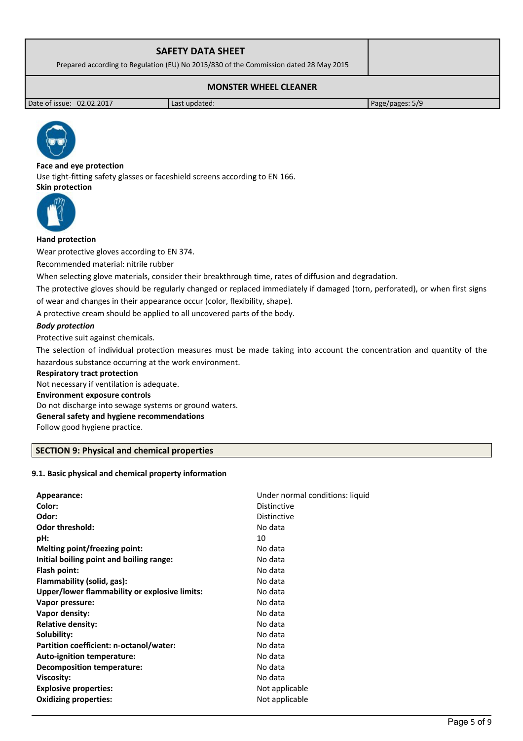**Face and eye protection**

Use tight-fitting safety glasses or faceshield screens according to EN 166.

**Skin protection**

**Hand protection**

Wear protective gloves according to EN 374.

Recommended material: nitrile rubber

When selecting glove materials, consider their breakthrough time, rates of diffusion and degradation.

The protective gloves should be regularly changed or replaced immediately if damaged (torn, perforated), or when first signs of wear and changes in their appearance occur (color, flexibility, shape).

A protective cream should be applied to all uncovered parts of the body.

***Body protection***

Protective suit against chemicals.

The selection of individual protection measures must be made taking into account the concentration and quantity of the hazardous substance occurring at the work environment.

**Respiratory tract protection**

Not necessary if ventilation is adequate.

**Environment exposure controls**

Do not discharge into sewage systems or ground waters.

**General safety and hygiene recommendations**

Follow good hygiene practice.

## SECTION 9: Physical and chemical properties

### 9.1. Basic physical and chemical property information

| | |
|---|---|
| **Appearance:** | Under normal conditions: liquid |
| **Color:** | Distinctive |
| **Odor:** | Distinctive |
| **Odor threshold:** | No data |
| **pH:** | 10 |
| **Melting point/freezing point:** | No data |
| **Initial boiling point and boiling range:** | No data |
| **Flash point:** | No data |
| **Flammability (solid, gas):** | No data |
| **Upper/lower flammability or explosive limits:** | No data |
| **Vapor pressure:** | No data |
| **Vapor density:** | No data |
| **Relative density:** | No data |
| **Solubility:** | No data |
| **Partition coefficient: n-octanol/water:** | No data |
| **Auto-ignition temperature:** | No data |
| **Decomposition temperature:** | No data |
| **Viscosity:** | No data |
| **Explosive properties:** | Not applicable |
| **Oxidizing properties:** | Not applicable |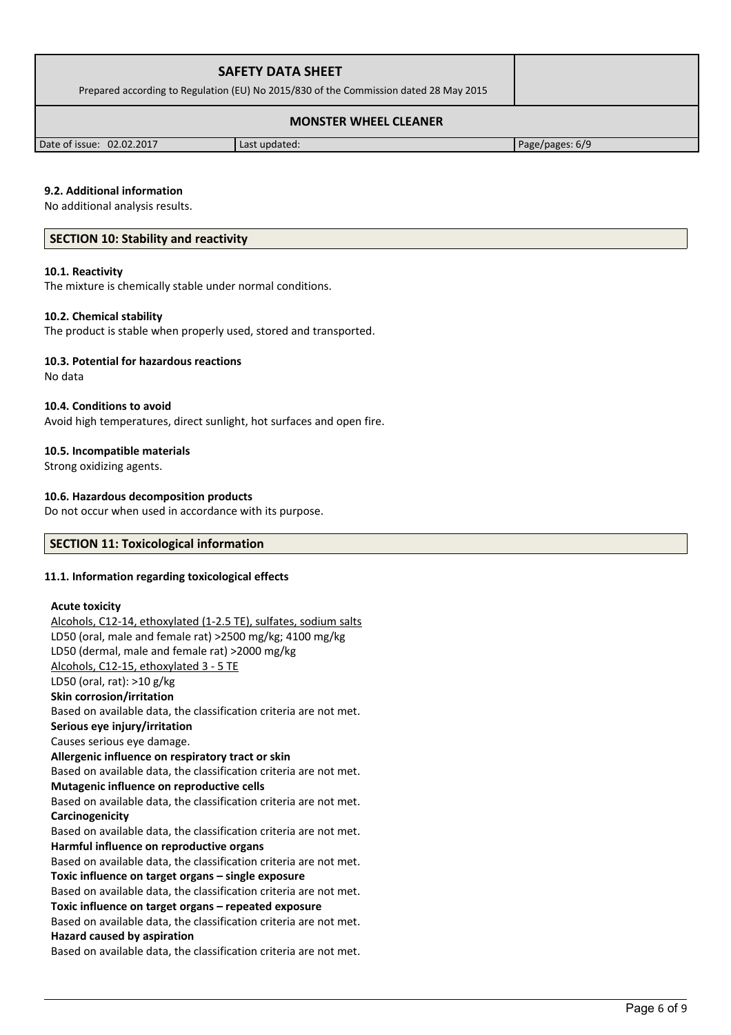### 9.2. Additional information

No additional analysis results.

## SECTION 10: Stability and reactivity

### 10.1. Reactivity

The mixture is chemically stable under normal conditions.

### 10.2. Chemical stability

The product is stable when properly used, stored and transported.

### 10.3. Potential for hazardous reactions

No data

### 10.4. Conditions to avoid

Avoid high temperatures, direct sunlight, hot surfaces and open fire.

### 10.5. Incompatible materials

Strong oxidizing agents.

### 10.6. Hazardous decomposition products

Do not occur when used in accordance with its purpose.

## SECTION 11: Toxicological information

### 11.1. Information regarding toxicological effects

**Acute toxicity**

Alcohols, C12-14, ethoxylated (1-2.5 TE), sulfates, sodium salts
LD50 (oral, male and female rat) >2500 mg/kg; 4100 mg/kg
LD50 (dermal, male and female rat) >2000 mg/kg
Alcohols, C12-15, ethoxylated 3 - 5 TE
LD50 (oral, rat): >10 g/kg

**Skin corrosion/irritation**

Based on available data, the classification criteria are not met.

**Serious eye injury/irritation**

Causes serious eye damage.

**Allergenic influence on respiratory tract or skin**

Based on available data, the classification criteria are not met.

**Mutagenic influence on reproductive cells**

Based on available data, the classification criteria are not met.

**Carcinogenicity**

Based on available data, the classification criteria are not met.

**Harmful influence on reproductive organs**

Based on available data, the classification criteria are not met.

**Toxic influence on target organs – single exposure**

Based on available data, the classification criteria are not met.

**Toxic influence on target organs – repeated exposure**

Based on available data, the classification criteria are not met.

**Hazard caused by aspiration**

Based on available data, the classification criteria are not met.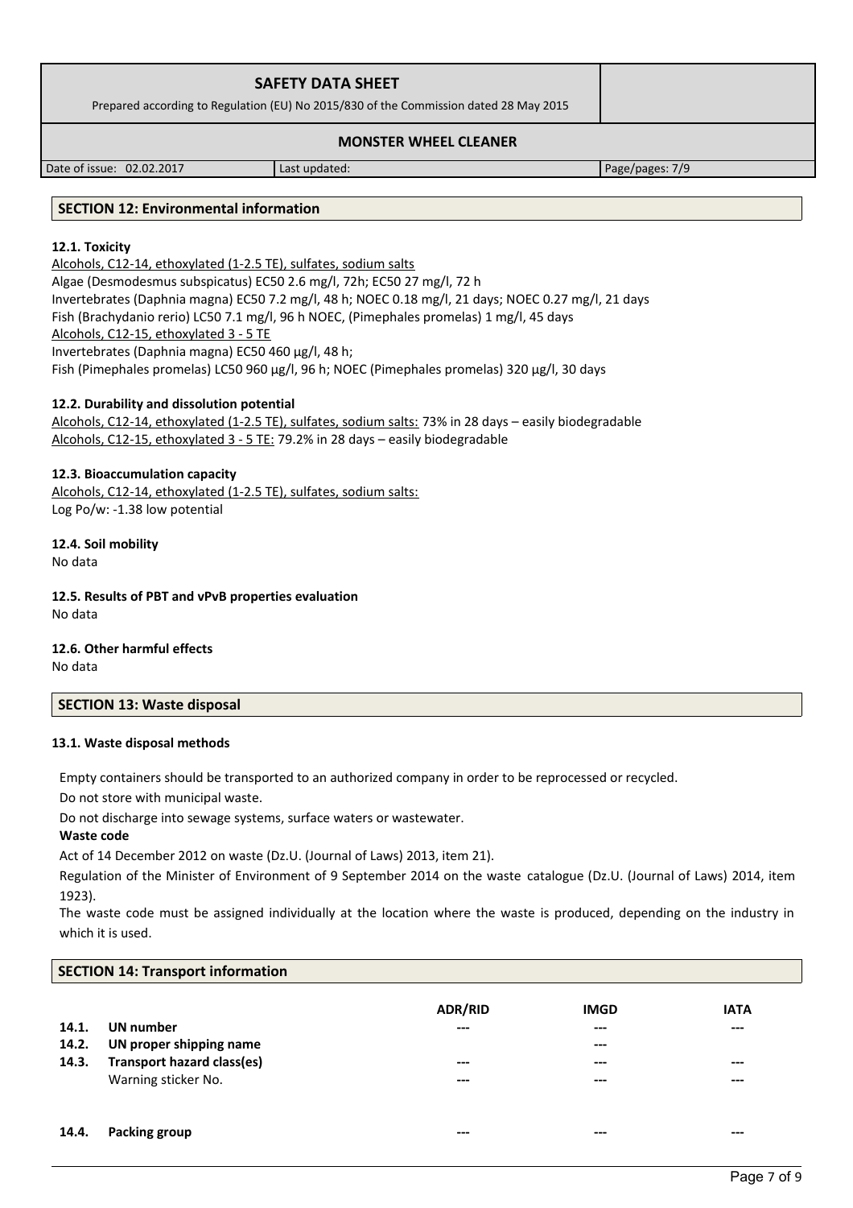## SECTION 12: Environmental information

### 12.1. Toxicity

Alcohols, C12-14, ethoxylated (1-2.5 TE), sulfates, sodium salts
Algae (Desmodesmus subspicatus) EC50 2.6 mg/l, 72h; EC50 27 mg/l, 72 h
Invertebrates (Daphnia magna) EC50 7.2 mg/l, 48 h; NOEC 0.18 mg/l, 21 days; NOEC 0.27 mg/l, 21 days
Fish (Brachydanio rerio) LC50 7.1 mg/l, 96 h NOEC, (Pimephales promelas) 1 mg/l, 45 days
Alcohols, C12-15, ethoxylated 3 - 5 TE
Invertebrates (Daphnia magna) EC50 460 µg/l, 48 h;
Fish (Pimephales promelas) LC50 960 µg/l, 96 h; NOEC (Pimephales promelas) 320 µg/l, 30 days

### 12.2. Durability and dissolution potential

Alcohols, C12-14, ethoxylated (1-2.5 TE), sulfates, sodium salts: 73% in 28 days – easily biodegradable
Alcohols, C12-15, ethoxylated 3 - 5 TE: 79.2% in 28 days – easily biodegradable

### 12.3. Bioaccumulation capacity

Alcohols, C12-14, ethoxylated (1-2.5 TE), sulfates, sodium salts:
Log Po/w: -1.38 low potential

### 12.4. Soil mobility

No data

### 12.5. Results of PBT and vPvB properties evaluation

No data

### 12.6. Other harmful effects

No data

## SECTION 13: Waste disposal

### 13.1. Waste disposal methods

Empty containers should be transported to an authorized company in order to be reprocessed or recycled.

Do not store with municipal waste.

Do not discharge into sewage systems, surface waters or wastewater.

**Waste code**

Act of 14 December 2012 on waste (Dz.U. (Journal of Laws) 2013, item 21).

Regulation of the Minister of Environment of 9 September 2014 on the waste catalogue (Dz.U. (Journal of Laws) 2014, item 1923).

The waste code must be assigned individually at the location where the waste is produced, depending on the industry in which it is used.

## SECTION 14: Transport information

| | | ADR/RID | IMGD | IATA |
|---|---|---|---|---|
| 14.1. | UN number | --- | --- | --- |
| 14.2. | UN proper shipping name | | --- | |
| 14.3. | Transport hazard class(es) | --- | --- | --- |
| | Warning sticker No. | --- | --- | --- |
| 14.4. | Packing group | --- | --- | --- |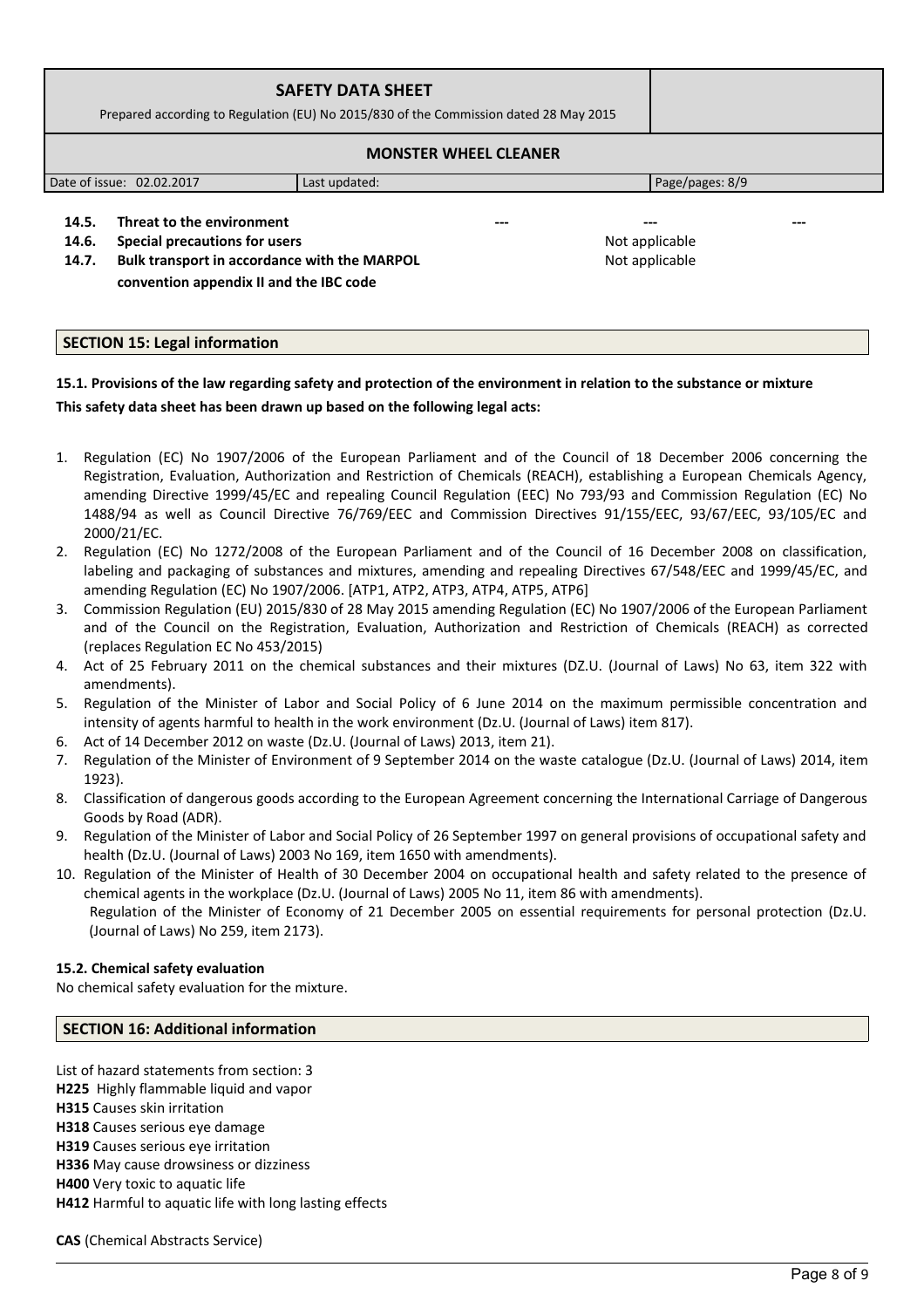| 14.5. | Threat to the environment | --- | --- | --- |
|---|---|---|---|---|
| 14.6. | Special precautions for users | | Not applicable | |
| 14.7. | Bulk transport in accordance with the MARPOL convention appendix II and the IBC code | | Not applicable | |

## SECTION 15: Legal information

**15.1. Provisions of the law regarding safety and protection of the environment in relation to the substance or mixture**

**This safety data sheet has been drawn up based on the following legal acts:**

1. Regulation (EC) No 1907/2006 of the European Parliament and of the Council of 18 December 2006 concerning the Registration, Evaluation, Authorization and Restriction of Chemicals (REACH), establishing a European Chemicals Agency, amending Directive 1999/45/EC and repealing Council Regulation (EEC) No 793/93 and Commission Regulation (EC) No 1488/94 as well as Council Directive 76/769/EEC and Commission Directives 91/155/EEC, 93/67/EEC, 93/105/EC and 2000/21/EC.
2. Regulation (EC) No 1272/2008 of the European Parliament and of the Council of 16 December 2008 on classification, labeling and packaging of substances and mixtures, amending and repealing Directives 67/548/EEC and 1999/45/EC, and amending Regulation (EC) No 1907/2006. [ATP1, ATP2, ATP3, ATP4, ATP5, ATP6]
3. Commission Regulation (EU) 2015/830 of 28 May 2015 amending Regulation (EC) No 1907/2006 of the European Parliament and of the Council on the Registration, Evaluation, Authorization and Restriction of Chemicals (REACH) as corrected (replaces Regulation EC No 453/2015)
4. Act of 25 February 2011 on the chemical substances and their mixtures (DZ.U. (Journal of Laws) No 63, item 322 with amendments).
5. Regulation of the Minister of Labor and Social Policy of 6 June 2014 on the maximum permissible concentration and intensity of agents harmful to health in the work environment (Dz.U. (Journal of Laws) item 817).
6. Act of 14 December 2012 on waste (Dz.U. (Journal of Laws) 2013, item 21).
7. Regulation of the Minister of Environment of 9 September 2014 on the waste catalogue (Dz.U. (Journal of Laws) 2014, item 1923).
8. Classification of dangerous goods according to the European Agreement concerning the International Carriage of Dangerous Goods by Road (ADR).
9. Regulation of the Minister of Labor and Social Policy of 26 September 1997 on general provisions of occupational safety and health (Dz.U. (Journal of Laws) 2003 No 169, item 1650 with amendments).
10. Regulation of the Minister of Health of 30 December 2004 on occupational health and safety related to the presence of chemical agents in the workplace (Dz.U. (Journal of Laws) 2005 No 11, item 86 with amendments).
    Regulation of the Minister of Economy of 21 December 2005 on essential requirements for personal protection (Dz.U. (Journal of Laws) No 259, item 2173).

**15.2. Chemical safety evaluation**

No chemical safety evaluation for the mixture.

## SECTION 16: Additional information

List of hazard statements from section: 3

**H225** Highly flammable liquid and vapor
**H315** Causes skin irritation
**H318** Causes serious eye damage
**H319** Causes serious eye irritation
**H336** May cause drowsiness or dizziness
**H400** Very toxic to aquatic life
**H412** Harmful to aquatic life with long lasting effects

**CAS** (Chemical Abstracts Service)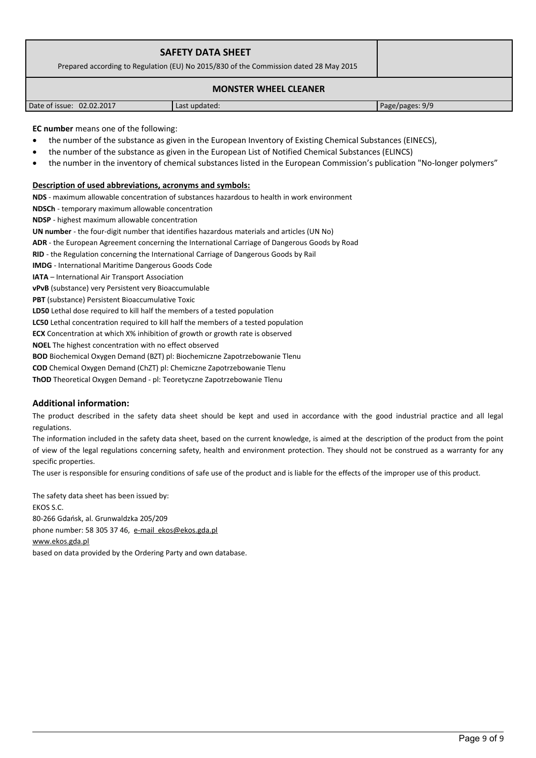**EC number** means one of the following:

- the number of the substance as given in the European Inventory of Existing Chemical Substances (EINECS),
- the number of the substance as given in the European List of Notified Chemical Substances (ELINCS)
- the number in the inventory of chemical substances listed in the European Commission's publication "No-longer polymers"

**Description of used abbreviations, acronyms and symbols:**

**NDS** - maximum allowable concentration of substances hazardous to health in work environment
**NDSCh** - temporary maximum allowable concentration
**NDSP** - highest maximum allowable concentration
**UN number** - the four-digit number that identifies hazardous materials and articles (UN No)
**ADR** - the European Agreement concerning the International Carriage of Dangerous Goods by Road
**RID** - the Regulation concerning the International Carriage of Dangerous Goods by Rail
**IMDG** - International Maritime Dangerous Goods Code
**IATA** – International Air Transport Association
**vPvB** (substance) very Persistent very Bioaccumulable
**PBT** (substance) Persistent Bioaccumulative Toxic
**LD50** Lethal dose required to kill half the members of a tested population
**LC50** Lethal concentration required to kill half the members of a tested population
**ECX** Concentration at which X% inhibition of growth or growth rate is observed
**NOEL** The highest concentration with no effect observed
**BOD** Biochemical Oxygen Demand (BZT) pl: Biochemiczne Zapotrzebowanie Tlenu
**COD** Chemical Oxygen Demand (ChZT) pl: Chemiczne Zapotrzebowanie Tlenu
**ThOD** Theoretical Oxygen Demand - pl: Teoretyczne Zapotrzebowanie Tlenu

## Additional information:

The product described in the safety data sheet should be kept and used in accordance with the good industrial practice and all legal regulations.

The information included in the safety data sheet, based on the current knowledge, is aimed at the description of the product from the point of view of the legal regulations concerning safety, health and environment protection. They should not be construed as a warranty for any specific properties.

The user is responsible for ensuring conditions of safe use of the product and is liable for the effects of the improper use of this product.

The safety data sheet has been issued by:
EKOS S.C.
80-266 Gdańsk, al. Grunwaldzka 205/209
phone number: 58 305 37 46, e-mail ekos@ekos.gda.pl
www.ekos.gda.pl
based on data provided by the Ordering Party and own database.